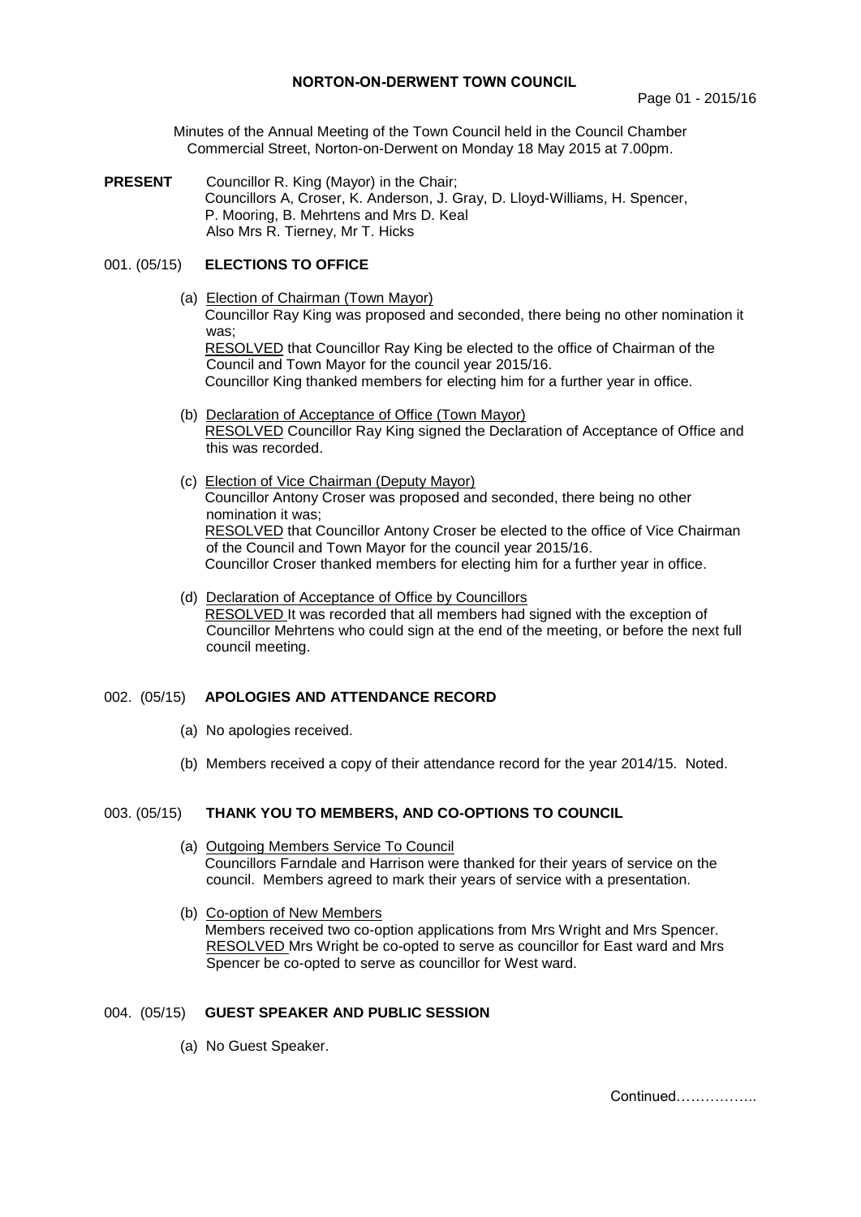# NORTON-ON-DERWENT TOWN COUNCIL

Minutes of the Annual Meeting of the Town Council held in the Council Chamber Commercial Street, Norton-on-Derwent on Monday 18 May 2015 at 7.00pm.

**PRESENT** Councillor R. King (Mayor) in the Chair;
Councillors A, Croser, K. Anderson, J. Gray, D. Lloyd-Williams, H. Spencer, P. Mooring, B. Mehrtens and Mrs D. Keal
Also Mrs R. Tierney, Mr T. Hicks

## 001. (05/15) ELECTIONS TO OFFICE

(a) Election of Chairman (Town Mayor)
Councillor Ray King was proposed and seconded, there being no other nomination it was;
RESOLVED that Councillor Ray King be elected to the office of Chairman of the Council and Town Mayor for the council year 2015/16.
Councillor King thanked members for electing him for a further year in office.

(b) Declaration of Acceptance of Office (Town Mayor)
RESOLVED Councillor Ray King signed the Declaration of Acceptance of Office and this was recorded.

(c) Election of Vice Chairman (Deputy Mayor)
Councillor Antony Croser was proposed and seconded, there being no other nomination it was;
RESOLVED that Councillor Antony Croser be elected to the office of Vice Chairman of the Council and Town Mayor for the council year 2015/16.
Councillor Croser thanked members for electing him for a further year in office.

(d) Declaration of Acceptance of Office by Councillors
RESOLVED It was recorded that all members had signed with the exception of Councillor Mehrtens who could sign at the end of the meeting, or before the next full council meeting.

## 002. (05/15) APOLOGIES AND ATTENDANCE RECORD

(a) No apologies received.

(b) Members received a copy of their attendance record for the year 2014/15. Noted.

## 003. (05/15) THANK YOU TO MEMBERS, AND CO-OPTIONS TO COUNCIL

(a) Outgoing Members Service To Council
Councillors Farndale and Harrison were thanked for their years of service on the council. Members agreed to mark their years of service with a presentation.

(b) Co-option of New Members
Members received two co-option applications from Mrs Wright and Mrs Spencer.
RESOLVED Mrs Wright be co-opted to serve as councillor for East ward and Mrs Spencer be co-opted to serve as councillor for West ward.

## 004. (05/15) GUEST SPEAKER AND PUBLIC SESSION

(a) No Guest Speaker.

Continued……………..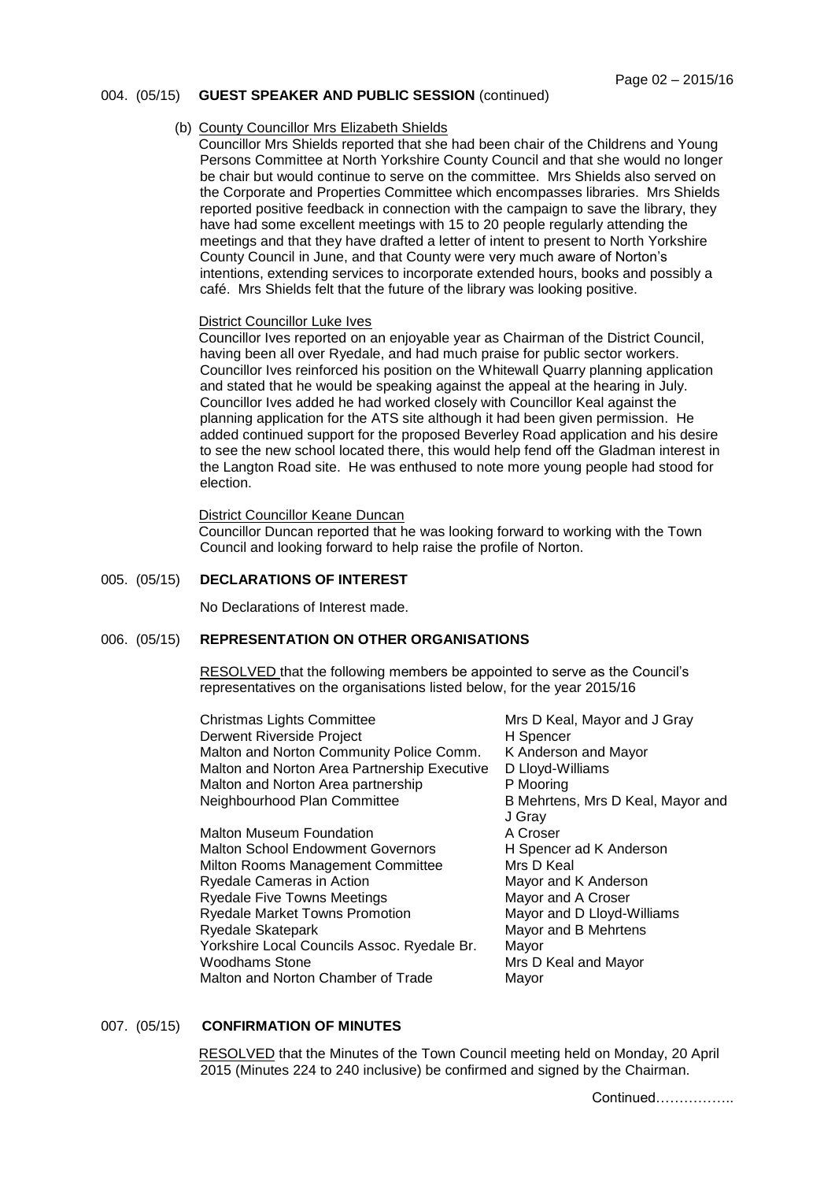## 004. (05/15) GUEST SPEAKER AND PUBLIC SESSION (continued)

(b) County Councillor Mrs Elizabeth Shields

Councillor Mrs Shields reported that she had been chair of the Childrens and Young Persons Committee at North Yorkshire County Council and that she would no longer be chair but would continue to serve on the committee. Mrs Shields also served on the Corporate and Properties Committee which encompasses libraries. Mrs Shields reported positive feedback in connection with the campaign to save the library, they have had some excellent meetings with 15 to 20 people regularly attending the meetings and that they have drafted a letter of intent to present to North Yorkshire County Council in June, and that County were very much aware of Norton's intentions, extending services to incorporate extended hours, books and possibly a café. Mrs Shields felt that the future of the library was looking positive.

District Councillor Luke Ives

Councillor Ives reported on an enjoyable year as Chairman of the District Council, having been all over Ryedale, and had much praise for public sector workers. Councillor Ives reinforced his position on the Whitewall Quarry planning application and stated that he would be speaking against the appeal at the hearing in July. Councillor Ives added he had worked closely with Councillor Keal against the planning application for the ATS site although it had been given permission. He added continued support for the proposed Beverley Road application and his desire to see the new school located there, this would help fend off the Gladman interest in the Langton Road site. He was enthused to note more young people had stood for election.

District Councillor Keane Duncan

Councillor Duncan reported that he was looking forward to working with the Town Council and looking forward to help raise the profile of Norton.

## 005. (05/15) DECLARATIONS OF INTEREST

No Declarations of Interest made.

## 006. (05/15) REPRESENTATION ON OTHER ORGANISATIONS

RESOLVED that the following members be appointed to serve as the Council's representatives on the organisations listed below, for the year 2015/16

| Organisation | Representative(s) |
|---|---|
| Christmas Lights Committee | Mrs D Keal, Mayor and J Gray |
| Derwent Riverside Project | H Spencer |
| Malton and Norton Community Police Comm. | K Anderson and Mayor |
| Malton and Norton Area Partnership Executive | D Lloyd-Williams |
| Malton and Norton Area partnership | P Mooring |
| Neighbourhood Plan Committee | B Mehrtens, Mrs D Keal, Mayor and J Gray |
| Malton Museum Foundation | A Croser |
| Malton School Endowment Governors | H Spencer ad K Anderson |
| Milton Rooms Management Committee | Mrs D Keal |
| Ryedale Cameras in Action | Mayor and K Anderson |
| Ryedale Five Towns Meetings | Mayor and A Croser |
| Ryedale Market Towns Promotion | Mayor and D Lloyd-Williams |
| Ryedale Skatepark | Mayor and B Mehrtens |
| Yorkshire Local Councils Assoc. Ryedale Br. | Mayor |
| Woodhams Stone | Mrs D Keal and Mayor |
| Malton and Norton Chamber of Trade | Mayor |

## 007. (05/15) CONFIRMATION OF MINUTES

RESOLVED that the Minutes of the Town Council meeting held on Monday, 20 April 2015 (Minutes 224 to 240 inclusive) be confirmed and signed by the Chairman.

Continued……………..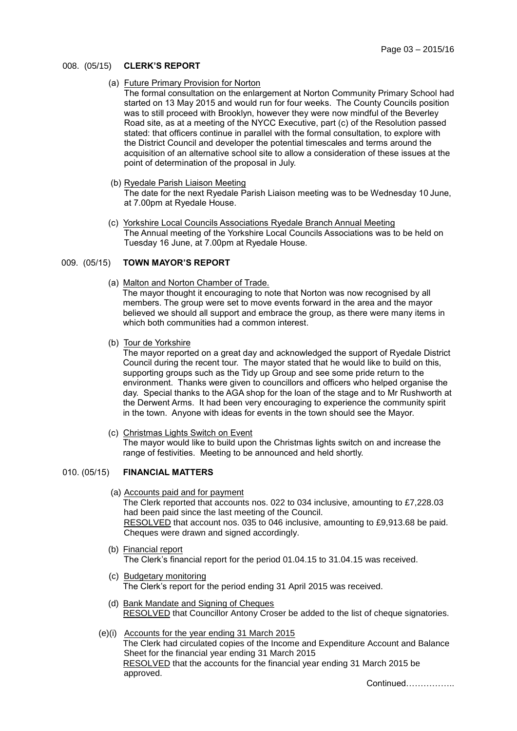## 008. (05/15) CLERK'S REPORT

(a) Future Primary Provision for Norton

The formal consultation on the enlargement at Norton Community Primary School had started on 13 May 2015 and would run for four weeks. The County Councils position was to still proceed with Brooklyn, however they were now mindful of the Beverley Road site, as at a meeting of the NYCC Executive, part (c) of the Resolution passed stated: that officers continue in parallel with the formal consultation, to explore with the District Council and developer the potential timescales and terms around the acquisition of an alternative school site to allow a consideration of these issues at the point of determination of the proposal in July.

(b) Ryedale Parish Liaison Meeting

The date for the next Ryedale Parish Liaison meeting was to be Wednesday 10 June, at 7.00pm at Ryedale House.

(c) Yorkshire Local Councils Associations Ryedale Branch Annual Meeting

The Annual meeting of the Yorkshire Local Councils Associations was to be held on Tuesday 16 June, at 7.00pm at Ryedale House.

## 009. (05/15) TOWN MAYOR'S REPORT

(a) Malton and Norton Chamber of Trade.

The mayor thought it encouraging to note that Norton was now recognised by all members. The group were set to move events forward in the area and the mayor believed we should all support and embrace the group, as there were many items in which both communities had a common interest.

(b) Tour de Yorkshire

The mayor reported on a great day and acknowledged the support of Ryedale District Council during the recent tour. The mayor stated that he would like to build on this, supporting groups such as the Tidy up Group and see some pride return to the environment. Thanks were given to councillors and officers who helped organise the day. Special thanks to the AGA shop for the loan of the stage and to Mr Rushworth at the Derwent Arms. It had been very encouraging to experience the community spirit in the town. Anyone with ideas for events in the town should see the Mayor.

(c) Christmas Lights Switch on Event

The mayor would like to build upon the Christmas lights switch on and increase the range of festivities. Meeting to be announced and held shortly.

## 010. (05/15) FINANCIAL MATTERS

(a) Accounts paid and for payment

The Clerk reported that accounts nos. 022 to 034 inclusive, amounting to £7,228.03 had been paid since the last meeting of the Council.

RESOLVED that account nos. 035 to 046 inclusive, amounting to £9,913.68 be paid. Cheques were drawn and signed accordingly.

(b) Financial report

The Clerk's financial report for the period 01.04.15 to 31.04.15 was received.

(c) Budgetary monitoring

The Clerk's report for the period ending 31 April 2015 was received.

(d) Bank Mandate and Signing of Cheques

RESOLVED that Councillor Antony Croser be added to the list of cheque signatories.

(e)(i) Accounts for the year ending 31 March 2015

The Clerk had circulated copies of the Income and Expenditure Account and Balance Sheet for the financial year ending 31 March 2015

RESOLVED that the accounts for the financial year ending 31 March 2015 be approved.

Continued……………..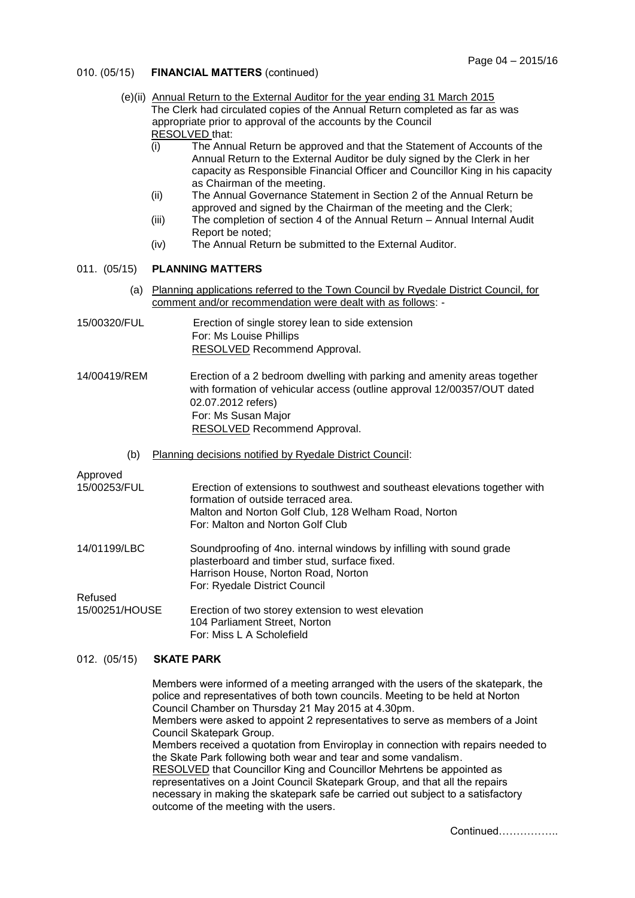## 010. (05/15) FINANCIAL MATTERS (continued)

(e)(ii) Annual Return to the External Auditor for the year ending 31 March 2015

The Clerk had circulated copies of the Annual Return completed as far as was appropriate prior to approval of the accounts by the Council

RESOLVED that:

- (i) The Annual Return be approved and that the Statement of Accounts of the Annual Return to the External Auditor be duly signed by the Clerk in her capacity as Responsible Financial Officer and Councillor King in his capacity as Chairman of the meeting.
- (ii) The Annual Governance Statement in Section 2 of the Annual Return be approved and signed by the Chairman of the meeting and the Clerk;
- (iii) The completion of section 4 of the Annual Return – Annual Internal Audit Report be noted;
- (iv) The Annual Return be submitted to the External Auditor.

## 011. (05/15) PLANNING MATTERS

(a) Planning applications referred to the Town Council by Ryedale District Council, for comment and/or recommendation were dealt with as follows: -

**15/00320/FUL**
Erection of single storey lean to side extension
For: Ms Louise Phillips
RESOLVED Recommend Approval.

**14/00419/REM**
Erection of a 2 bedroom dwelling with parking and amenity areas together with formation of vehicular access (outline approval 12/00357/OUT dated 02.07.2012 refers)
For: Ms Susan Major
RESOLVED Recommend Approval.

(b) Planning decisions notified by Ryedale District Council:

Approved

**15/00253/FUL**
Erection of extensions to southwest and southeast elevations together with formation of outside terraced area.
Malton and Norton Golf Club, 128 Welham Road, Norton
For: Malton and Norton Golf Club

**14/01199/LBC**
Soundproofing of 4no. internal windows by infilling with sound grade plasterboard and timber stud, surface fixed.
Harrison House, Norton Road, Norton
For: Ryedale District Council

Refused

**15/00251/HOUSE**
Erection of two storey extension to west elevation
104 Parliament Street, Norton
For: Miss L A Scholefield

## 012. (05/15) SKATE PARK

Members were informed of a meeting arranged with the users of the skatepark, the police and representatives of both town councils. Meeting to be held at Norton Council Chamber on Thursday 21 May 2015 at 4.30pm.

Members were asked to appoint 2 representatives to serve as members of a Joint Council Skatepark Group.

Members received a quotation from Enviroplay in connection with repairs needed to the Skate Park following both wear and tear and some vandalism.

RESOLVED that Councillor King and Councillor Mehrtens be appointed as representatives on a Joint Council Skatepark Group, and that all the repairs necessary in making the skatepark safe be carried out subject to a satisfactory outcome of the meeting with the users.

Continued……………..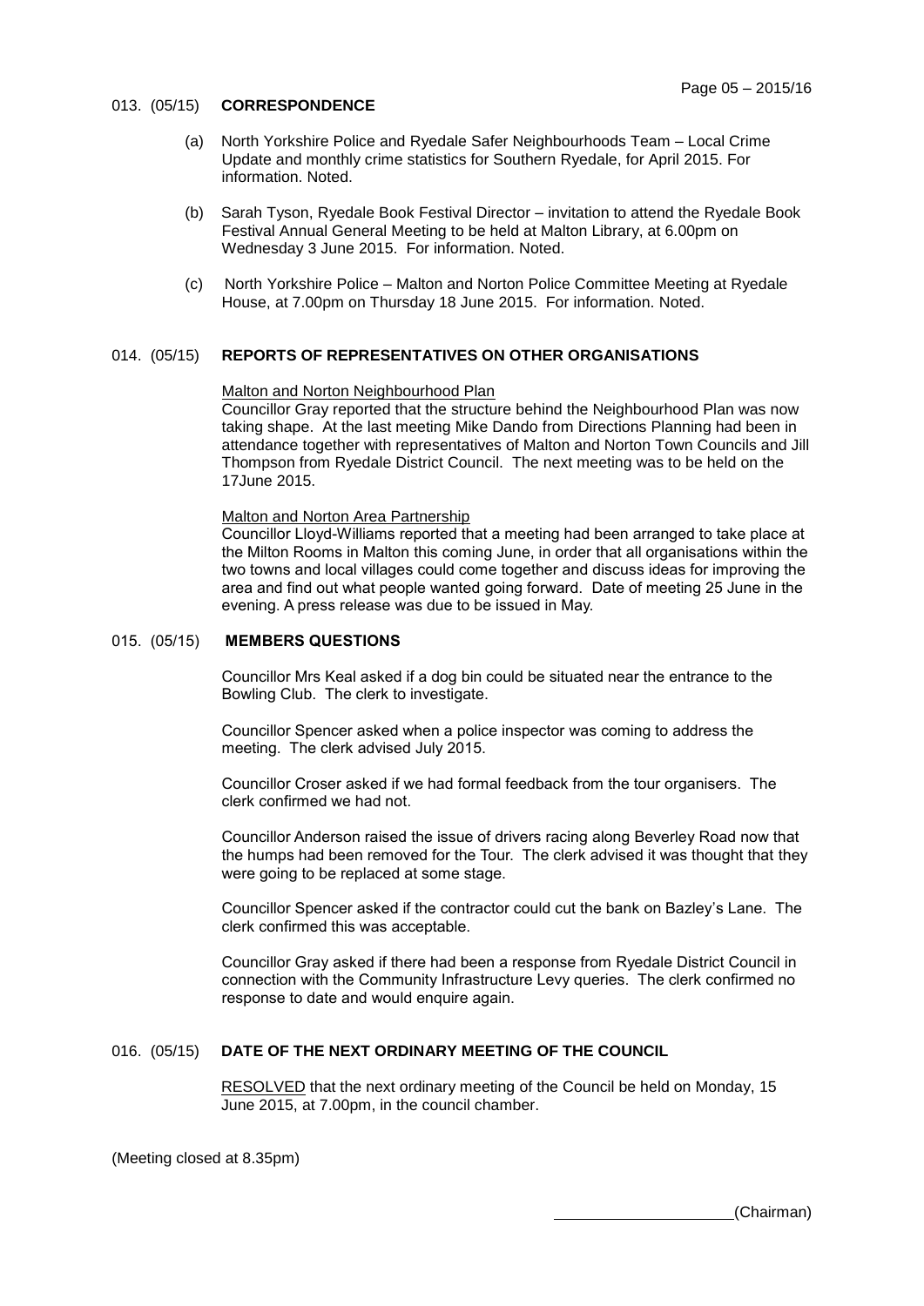### 013. (05/15) **CORRESPONDENCE**

(a) North Yorkshire Police and Ryedale Safer Neighbourhoods Team – Local Crime Update and monthly crime statistics for Southern Ryedale, for April 2015. For information. Noted.

(b) Sarah Tyson, Ryedale Book Festival Director – invitation to attend the Ryedale Book Festival Annual General Meeting to be held at Malton Library, at 6.00pm on Wednesday 3 June 2015. For information. Noted.

(c) North Yorkshire Police – Malton and Norton Police Committee Meeting at Ryedale House, at 7.00pm on Thursday 18 June 2015. For information. Noted.

### 014. (05/15) **REPORTS OF REPRESENTATIVES ON OTHER ORGANISATIONS**

Malton and Norton Neighbourhood Plan

Councillor Gray reported that the structure behind the Neighbourhood Plan was now taking shape. At the last meeting Mike Dando from Directions Planning had been in attendance together with representatives of Malton and Norton Town Councils and Jill Thompson from Ryedale District Council. The next meeting was to be held on the 17June 2015.

Malton and Norton Area Partnership

Councillor Lloyd-Williams reported that a meeting had been arranged to take place at the Milton Rooms in Malton this coming June, in order that all organisations within the two towns and local villages could come together and discuss ideas for improving the area and find out what people wanted going forward. Date of meeting 25 June in the evening. A press release was due to be issued in May.

### 015. (05/15) **MEMBERS QUESTIONS**

Councillor Mrs Keal asked if a dog bin could be situated near the entrance to the Bowling Club. The clerk to investigate.

Councillor Spencer asked when a police inspector was coming to address the meeting. The clerk advised July 2015.

Councillor Croser asked if we had formal feedback from the tour organisers. The clerk confirmed we had not.

Councillor Anderson raised the issue of drivers racing along Beverley Road now that the humps had been removed for the Tour. The clerk advised it was thought that they were going to be replaced at some stage.

Councillor Spencer asked if the contractor could cut the bank on Bazley's Lane. The clerk confirmed this was acceptable.

Councillor Gray asked if there had been a response from Ryedale District Council in connection with the Community Infrastructure Levy queries. The clerk confirmed no response to date and would enquire again.

### 016. (05/15) **DATE OF THE NEXT ORDINARY MEETING OF THE COUNCIL**

RESOLVED that the next ordinary meeting of the Council be held on Monday, 15 June 2015, at 7.00pm, in the council chamber.

(Meeting closed at 8.35pm)

\_\_\_\_\_\_\_\_\_\_\_\_\_\_\_\_\_\_\_\_(Chairman)